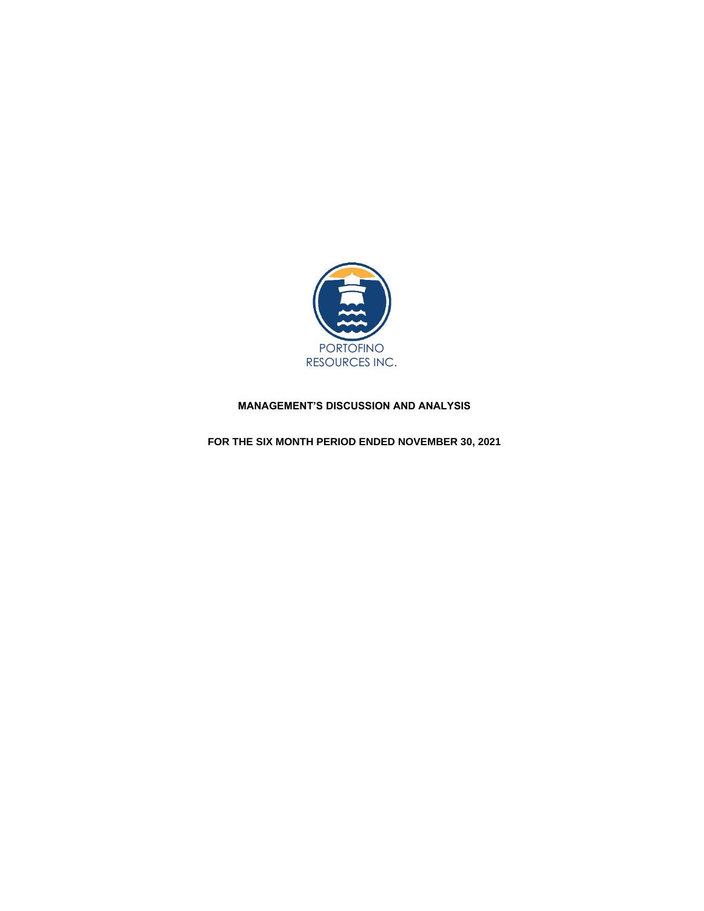PORTOFINO
RESOURCES INC.

**MANAGEMENT'S DISCUSSION AND ANALYSIS**

**FOR THE SIX MONTH PERIOD ENDED NOVEMBER 30, 2021**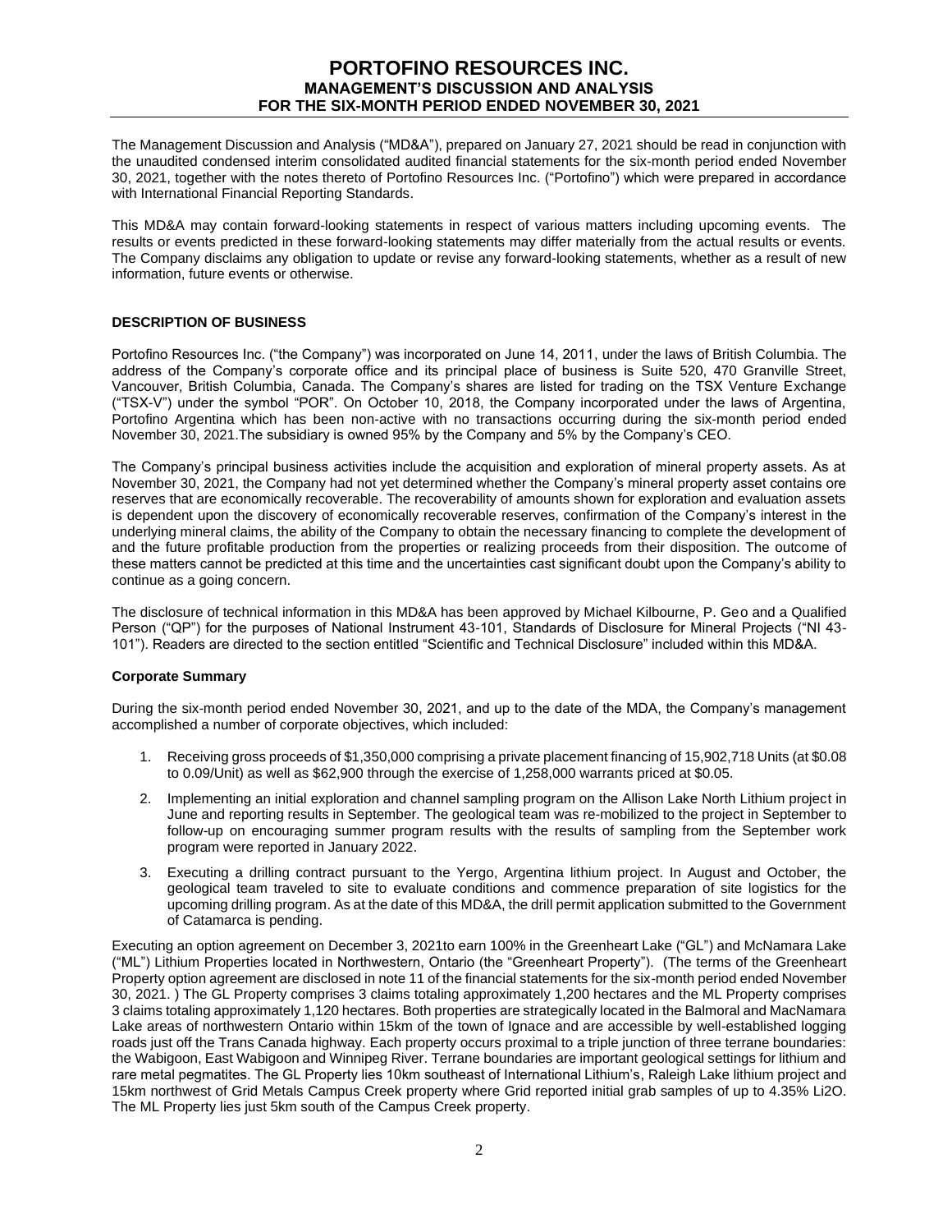The Management Discussion and Analysis ("MD&A"), prepared on January 27, 2021 should be read in conjunction with the unaudited condensed interim consolidated audited financial statements for the six-month period ended November 30, 2021, together with the notes thereto of Portofino Resources Inc. ("Portofino") which were prepared in accordance with International Financial Reporting Standards.

This MD&A may contain forward-looking statements in respect of various matters including upcoming events. The results or events predicted in these forward-looking statements may differ materially from the actual results or events. The Company disclaims any obligation to update or revise any forward-looking statements, whether as a result of new information, future events or otherwise.

## DESCRIPTION OF BUSINESS

Portofino Resources Inc. ("the Company") was incorporated on June 14, 2011, under the laws of British Columbia. The address of the Company's corporate office and its principal place of business is Suite 520, 470 Granville Street, Vancouver, British Columbia, Canada. The Company's shares are listed for trading on the TSX Venture Exchange ("TSX-V") under the symbol "POR". On October 10, 2018, the Company incorporated under the laws of Argentina, Portofino Argentina which has been non-active with no transactions occurring during the six-month period ended November 30, 2021.The subsidiary is owned 95% by the Company and 5% by the Company's CEO.

The Company's principal business activities include the acquisition and exploration of mineral property assets. As at November 30, 2021, the Company had not yet determined whether the Company's mineral property asset contains ore reserves that are economically recoverable. The recoverability of amounts shown for exploration and evaluation assets is dependent upon the discovery of economically recoverable reserves, confirmation of the Company's interest in the underlying mineral claims, the ability of the Company to obtain the necessary financing to complete the development of and the future profitable production from the properties or realizing proceeds from their disposition. The outcome of these matters cannot be predicted at this time and the uncertainties cast significant doubt upon the Company's ability to continue as a going concern.

The disclosure of technical information in this MD&A has been approved by Michael Kilbourne, P. Geo and a Qualified Person ("QP") for the purposes of National Instrument 43-101, Standards of Disclosure for Mineral Projects ("NI 43-101"). Readers are directed to the section entitled "Scientific and Technical Disclosure" included within this MD&A.

### Corporate Summary

During the six-month period ended November 30, 2021, and up to the date of the MDA, the Company's management accomplished a number of corporate objectives, which included:

1. Receiving gross proceeds of $1,350,000 comprising a private placement financing of 15,902,718 Units (at $0.08 to 0.09/Unit) as well as $62,900 through the exercise of 1,258,000 warrants priced at $0.05.
2. Implementing an initial exploration and channel sampling program on the Allison Lake North Lithium project in June and reporting results in September. The geological team was re-mobilized to the project in September to follow-up on encouraging summer program results with the results of sampling from the September work program were reported in January 2022.
3. Executing a drilling contract pursuant to the Yergo, Argentina lithium project. In August and October, the geological team traveled to site to evaluate conditions and commence preparation of site logistics for the upcoming drilling program. As at the date of this MD&A, the drill permit application submitted to the Government of Catamarca is pending.

Executing an option agreement on December 3, 2021to earn 100% in the Greenheart Lake ("GL") and McNamara Lake ("ML") Lithium Properties located in Northwestern, Ontario (the "Greenheart Property"). (The terms of the Greenheart Property option agreement are disclosed in note 11 of the financial statements for the six-month period ended November 30, 2021. ) The GL Property comprises 3 claims totaling approximately 1,200 hectares and the ML Property comprises 3 claims totaling approximately 1,120 hectares. Both properties are strategically located in the Balmoral and MacNamara Lake areas of northwestern Ontario within 15km of the town of Ignace and are accessible by well-established logging roads just off the Trans Canada highway. Each property occurs proximal to a triple junction of three terrane boundaries: the Wabigoon, East Wabigoon and Winnipeg River. Terrane boundaries are important geological settings for lithium and rare metal pegmatites. The GL Property lies 10km southeast of International Lithium's, Raleigh Lake lithium project and 15km northwest of Grid Metals Campus Creek property where Grid reported initial grab samples of up to 4.35% $Li_2O$. The ML Property lies just 5km south of the Campus Creek property.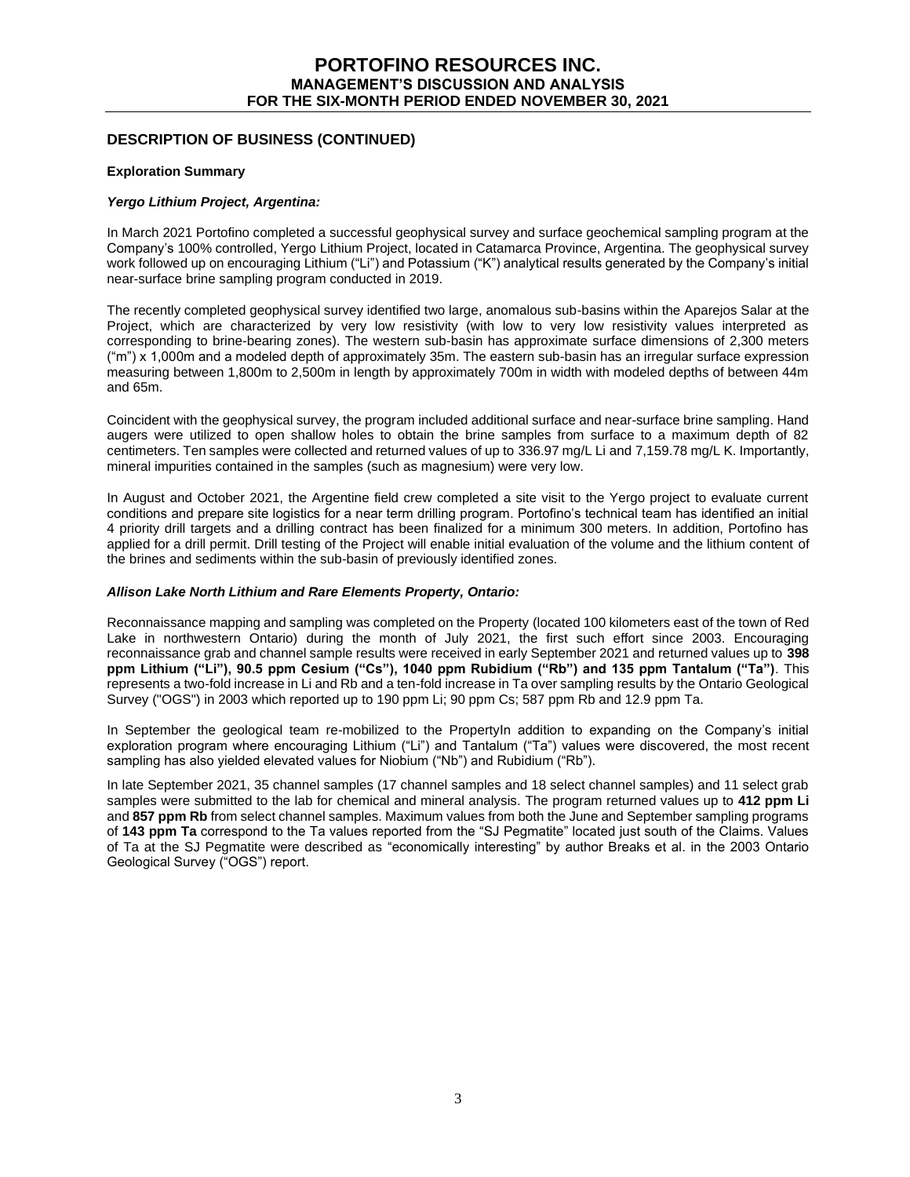## DESCRIPTION OF BUSINESS (CONTINUED)

### Exploration Summary

#### *Yergo Lithium Project, Argentina:*

In March 2021 Portofino completed a successful geophysical survey and surface geochemical sampling program at the Company's 100% controlled, Yergo Lithium Project, located in Catamarca Province, Argentina. The geophysical survey work followed up on encouraging Lithium ("Li") and Potassium ("K") analytical results generated by the Company's initial near-surface brine sampling program conducted in 2019.

The recently completed geophysical survey identified two large, anomalous sub-basins within the Aparejos Salar at the Project, which are characterized by very low resistivity (with low to very low resistivity values interpreted as corresponding to brine-bearing zones). The western sub-basin has approximate surface dimensions of 2,300 meters ("m") x 1,000m and a modeled depth of approximately 35m. The eastern sub-basin has an irregular surface expression measuring between 1,800m to 2,500m in length by approximately 700m in width with modeled depths of between 44m and 65m.

Coincident with the geophysical survey, the program included additional surface and near-surface brine sampling. Hand augers were utilized to open shallow holes to obtain the brine samples from surface to a maximum depth of 82 centimeters. Ten samples were collected and returned values of up to 336.97 mg/L Li and 7,159.78 mg/L K. Importantly, mineral impurities contained in the samples (such as magnesium) were very low.

In August and October 2021, the Argentine field crew completed a site visit to the Yergo project to evaluate current conditions and prepare site logistics for a near term drilling program. Portofino's technical team has identified an initial 4 priority drill targets and a drilling contract has been finalized for a minimum 300 meters. In addition, Portofino has applied for a drill permit. Drill testing of the Project will enable initial evaluation of the volume and the lithium content of the brines and sediments within the sub-basin of previously identified zones.

#### *Allison Lake North Lithium and Rare Elements Property, Ontario:*

Reconnaissance mapping and sampling was completed on the Property (located 100 kilometers east of the town of Red Lake in northwestern Ontario) during the month of July 2021, the first such effort since 2003. Encouraging reconnaissance grab and channel sample results were received in early September 2021 and returned values up to **398 ppm Lithium ("Li"), 90.5 ppm Cesium ("Cs"), 1040 ppm Rubidium ("Rb") and 135 ppm Tantalum ("Ta")**. This represents a two-fold increase in Li and Rb and a ten-fold increase in Ta over sampling results by the Ontario Geological Survey ("OGS") in 2003 which reported up to 190 ppm Li; 90 ppm Cs; 587 ppm Rb and 12.9 ppm Ta.

In September the geological team re-mobilized to the PropertyIn addition to expanding on the Company's initial exploration program where encouraging Lithium ("Li") and Tantalum ("Ta") values were discovered, the most recent sampling has also yielded elevated values for Niobium ("Nb") and Rubidium ("Rb").

In late September 2021, 35 channel samples (17 channel samples and 18 select channel samples) and 11 select grab samples were submitted to the lab for chemical and mineral analysis. The program returned values up to **412 ppm Li** and **857 ppm Rb** from select channel samples. Maximum values from both the June and September sampling programs of **143 ppm Ta** correspond to the Ta values reported from the "SJ Pegmatite" located just south of the Claims. Values of Ta at the SJ Pegmatite were described as "economically interesting" by author Breaks et al. in the 2003 Ontario Geological Survey ("OGS") report.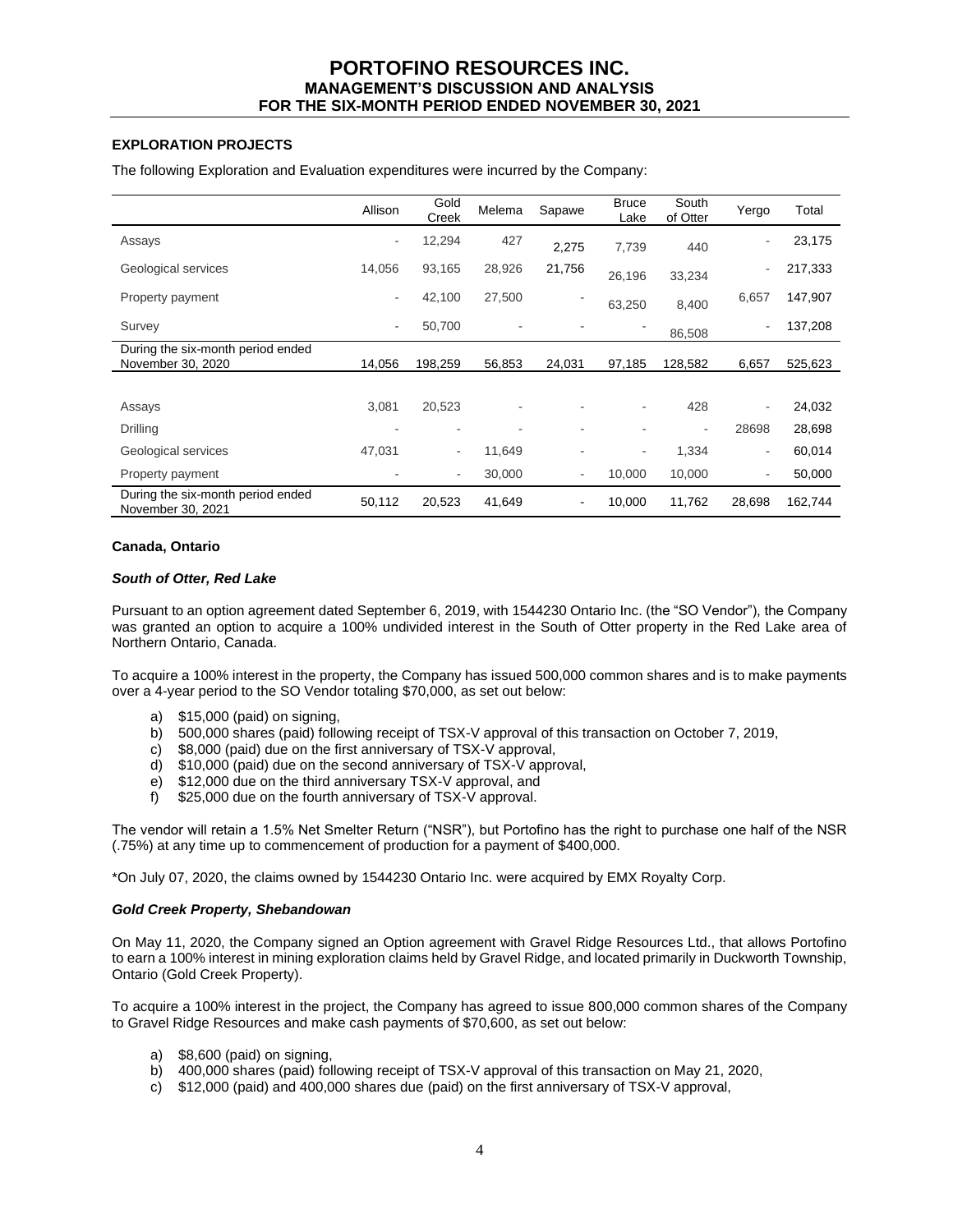## EXPLORATION PROJECTS

The following Exploration and Evaluation expenditures were incurred by the Company:

| | Allison | Gold Creek | Melema | Sapawe | Bruce Lake | South of Otter | Yergo | Total |
|---|---|---|---|---|---|---|---|---|
| Assays | - | 12,294 | 427 | 2,275 | 7,739 | 440 | - | 23,175 |
| Geological services | 14,056 | 93,165 | 28,926 | 21,756 | 26,196 | 33,234 | - | 217,333 |
| Property payment | - | 42,100 | 27,500 | - | 63,250 | 8,400 | 6,657 | 147,907 |
| Survey | - | 50,700 | - | - | - | 86,508 | - | 137,208 |
| During the six-month period ended November 30, 2020 | 14,056 | 198,259 | 56,853 | 24,031 | 97,185 | 128,582 | 6,657 | 525,623 |
| | | | | | | | | |
| Assays | 3,081 | 20,523 | - | - | - | 428 | - | 24,032 |
| Drilling | - | - | - | - | - | - | 28698 | 28,698 |
| Geological services | 47,031 | - | 11,649 | - | - | 1,334 | - | 60,014 |
| Property payment | - | - | 30,000 | - | 10,000 | 10,000 | - | 50,000 |
| During the six-month period ended November 30, 2021 | 50,112 | 20,523 | 41,649 | - | 10,000 | 11,762 | 28,698 | 162,744 |

### Canada, Ontario

#### *South of Otter, Red Lake*

Pursuant to an option agreement dated September 6, 2019, with 1544230 Ontario Inc. (the "SO Vendor"), the Company was granted an option to acquire a 100% undivided interest in the South of Otter property in the Red Lake area of Northern Ontario, Canada.

To acquire a 100% interest in the property, the Company has issued 500,000 common shares and is to make payments over a 4-year period to the SO Vendor totaling $70,000, as set out below:

a) $15,000 (paid) on signing,
b) 500,000 shares (paid) following receipt of TSX-V approval of this transaction on October 7, 2019,
c) $8,000 (paid) due on the first anniversary of TSX-V approval,
d) $10,000 (paid) due on the second anniversary of TSX-V approval,
e) $12,000 due on the third anniversary TSX-V approval, and
f) $25,000 due on the fourth anniversary of TSX-V approval.

The vendor will retain a 1.5% Net Smelter Return ("NSR"), but Portofino has the right to purchase one half of the NSR (.75%) at any time up to commencement of production for a payment of $400,000.

*On July 07, 2020, the claims owned by 1544230 Ontario Inc. were acquired by EMX Royalty Corp.

#### *Gold Creek Property, Shebandowan*

On May 11, 2020, the Company signed an Option agreement with Gravel Ridge Resources Ltd., that allows Portofino to earn a 100% interest in mining exploration claims held by Gravel Ridge, and located primarily in Duckworth Township, Ontario (Gold Creek Property).

To acquire a 100% interest in the project, the Company has agreed to issue 800,000 common shares of the Company to Gravel Ridge Resources and make cash payments of $70,600, as set out below:

a) $8,600 (paid) on signing,
b) 400,000 shares (paid) following receipt of TSX-V approval of this transaction on May 21, 2020,
c) $12,000 (paid) and 400,000 shares due (paid) on the first anniversary of TSX-V approval,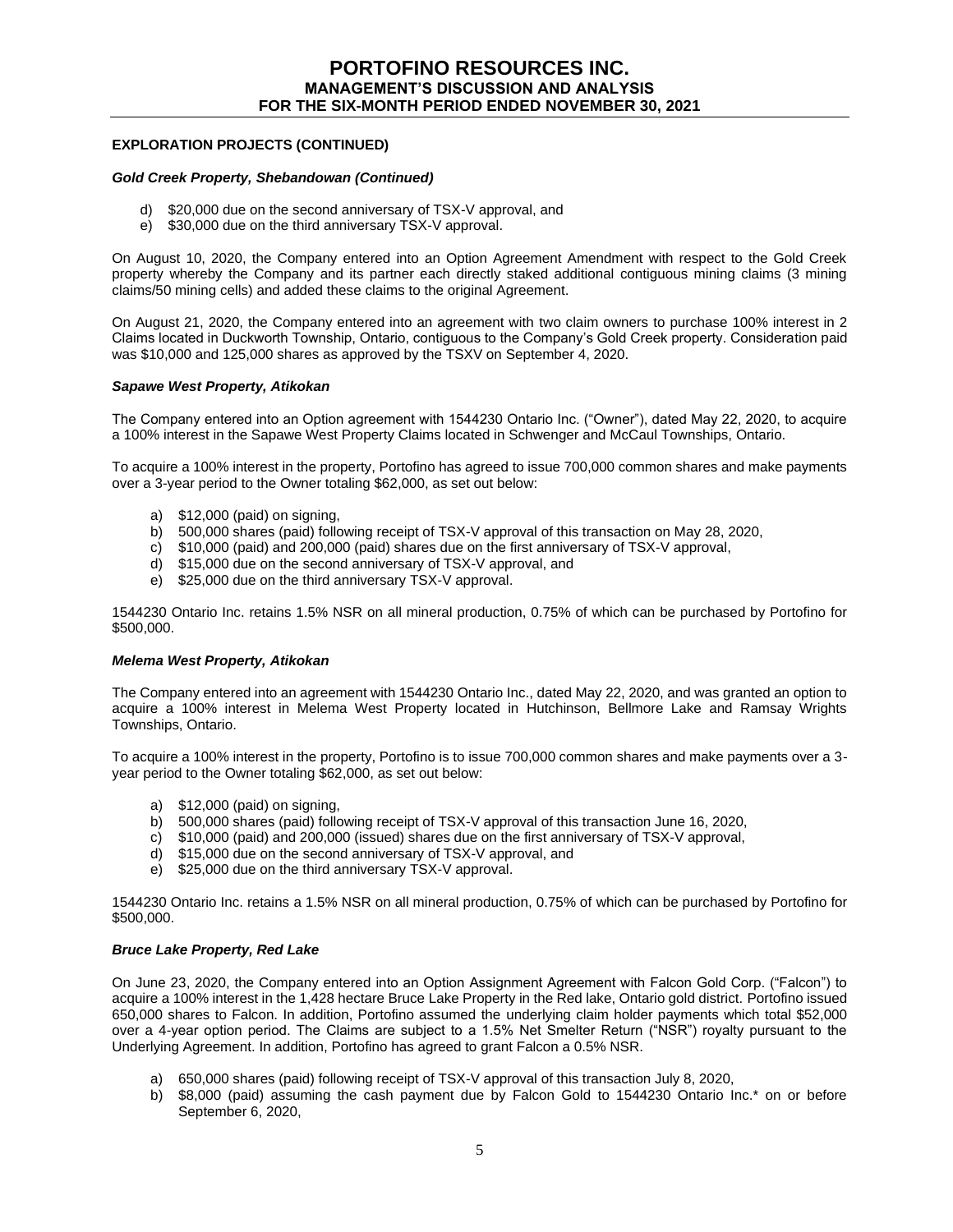## EXPLORATION PROJECTS (CONTINUED)

### *Gold Creek Property, Shebandowan (Continued)*

d) $20,000 due on the second anniversary of TSX-V approval, and
e) $30,000 due on the third anniversary TSX-V approval.

On August 10, 2020, the Company entered into an Option Agreement Amendment with respect to the Gold Creek property whereby the Company and its partner each directly staked additional contiguous mining claims (3 mining claims/50 mining cells) and added these claims to the original Agreement.

On August 21, 2020, the Company entered into an agreement with two claim owners to purchase 100% interest in 2 Claims located in Duckworth Township, Ontario, contiguous to the Company's Gold Creek property. Consideration paid was $10,000 and 125,000 shares as approved by the TSXV on September 4, 2020.

### *Sapawe West Property, Atikokan*

The Company entered into an Option agreement with 1544230 Ontario Inc. ("Owner"), dated May 22, 2020, to acquire a 100% interest in the Sapawe West Property Claims located in Schwenger and McCaul Townships, Ontario.

To acquire a 100% interest in the property, Portofino has agreed to issue 700,000 common shares and make payments over a 3-year period to the Owner totaling $62,000, as set out below:

a) $12,000 (paid) on signing,
b) 500,000 shares (paid) following receipt of TSX-V approval of this transaction on May 28, 2020,
c) $10,000 (paid) and 200,000 (paid) shares due on the first anniversary of TSX-V approval,
d) $15,000 due on the second anniversary of TSX-V approval, and
e) $25,000 due on the third anniversary TSX-V approval.

1544230 Ontario Inc. retains 1.5% NSR on all mineral production, 0.75% of which can be purchased by Portofino for $500,000.

### *Melema West Property, Atikokan*

The Company entered into an agreement with 1544230 Ontario Inc., dated May 22, 2020, and was granted an option to acquire a 100% interest in Melema West Property located in Hutchinson, Bellmore Lake and Ramsay Wrights Townships, Ontario.

To acquire a 100% interest in the property, Portofino is to issue 700,000 common shares and make payments over a 3-year period to the Owner totaling $62,000, as set out below:

a) $12,000 (paid) on signing,
b) 500,000 shares (paid) following receipt of TSX-V approval of this transaction June 16, 2020,
c) $10,000 (paid) and 200,000 (issued) shares due on the first anniversary of TSX-V approval,
d) $15,000 due on the second anniversary of TSX-V approval, and
e) $25,000 due on the third anniversary TSX-V approval.

1544230 Ontario Inc. retains a 1.5% NSR on all mineral production, 0.75% of which can be purchased by Portofino for $500,000.

### *Bruce Lake Property, Red Lake*

On June 23, 2020, the Company entered into an Option Assignment Agreement with Falcon Gold Corp. ("Falcon") to acquire a 100% interest in the 1,428 hectare Bruce Lake Property in the Red lake, Ontario gold district. Portofino issued 650,000 shares to Falcon. In addition, Portofino assumed the underlying claim holder payments which total $52,000 over a 4-year option period. The Claims are subject to a 1.5% Net Smelter Return ("NSR") royalty pursuant to the Underlying Agreement. In addition, Portofino has agreed to grant Falcon a 0.5% NSR.

a) 650,000 shares (paid) following receipt of TSX-V approval of this transaction July 8, 2020,
b) $8,000 (paid) assuming the cash payment due by Falcon Gold to 1544230 Ontario Inc.* on or before September 6, 2020,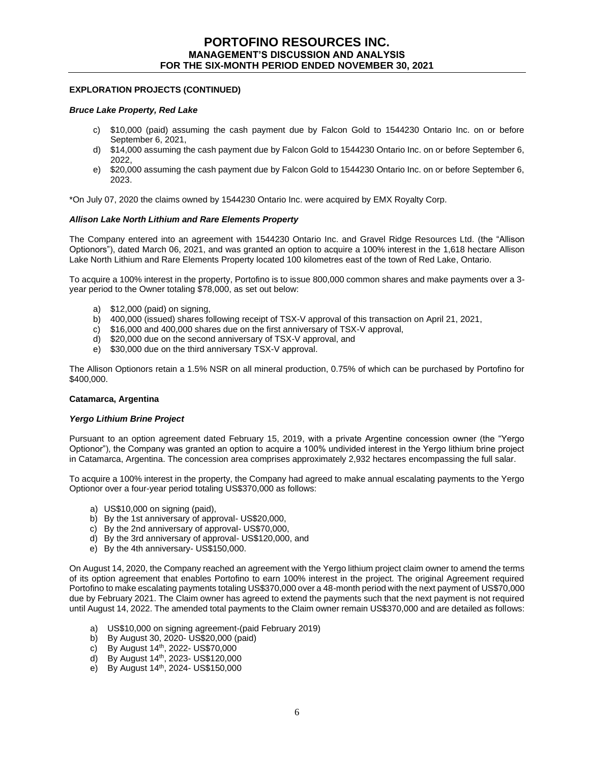**EXPLORATION PROJECTS (CONTINUED)**

***Bruce Lake Property, Red Lake***

c) $10,000 (paid) assuming the cash payment due by Falcon Gold to 1544230 Ontario Inc. on or before September 6, 2021,
d) $14,000 assuming the cash payment due by Falcon Gold to 1544230 Ontario Inc. on or before September 6, 2022,
e) $20,000 assuming the cash payment due by Falcon Gold to 1544230 Ontario Inc. on or before September 6, 2023.

*On July 07, 2020 the claims owned by 1544230 Ontario Inc. were acquired by EMX Royalty Corp.

***Allison Lake North Lithium and Rare Elements Property***

The Company entered into an agreement with 1544230 Ontario Inc. and Gravel Ridge Resources Ltd. (the "Allison Optionors"), dated March 06, 2021, and was granted an option to acquire a 100% interest in the 1,618 hectare Allison Lake North Lithium and Rare Elements Property located 100 kilometres east of the town of Red Lake, Ontario.

To acquire a 100% interest in the property, Portofino is to issue 800,000 common shares and make payments over a 3-year period to the Owner totaling $78,000, as set out below:

a) $12,000 (paid) on signing,
b) 400,000 (issued) shares following receipt of TSX-V approval of this transaction on April 21, 2021,
c) $16,000 and 400,000 shares due on the first anniversary of TSX-V approval,
d) $20,000 due on the second anniversary of TSX-V approval, and
e) $30,000 due on the third anniversary TSX-V approval.

The Allison Optionors retain a 1.5% NSR on all mineral production, 0.75% of which can be purchased by Portofino for $400,000.

**Catamarca, Argentina**

***Yergo Lithium Brine Project***

Pursuant to an option agreement dated February 15, 2019, with a private Argentine concession owner (the "Yergo Optionor"), the Company was granted an option to acquire a 100% undivided interest in the Yergo lithium brine project in Catamarca, Argentina. The concession area comprises approximately 2,932 hectares encompassing the full salar.

To acquire a 100% interest in the property, the Company had agreed to make annual escalating payments to the Yergo Optionor over a four-year period totaling US$370,000 as follows:

a) US$10,000 on signing (paid),
b) By the 1st anniversary of approval- US$20,000,
c) By the 2nd anniversary of approval- US$70,000,
d) By the 3rd anniversary of approval- US$120,000, and
e) By the 4th anniversary- US$150,000.

On August 14, 2020, the Company reached an agreement with the Yergo lithium project claim owner to amend the terms of its option agreement that enables Portofino to earn 100% interest in the project. The original Agreement required Portofino to make escalating payments totaling US$370,000 over a 48-month period with the next payment of US$70,000 due by February 2021. The Claim owner has agreed to extend the payments such that the next payment is not required until August 14, 2022. The amended total payments to the Claim owner remain US$370,000 and are detailed as follows:

a) US$10,000 on signing agreement-(paid February 2019)
b) By August 30, 2020- US$20,000 (paid)
c) By August 14th, 2022- US$70,000
d) By August 14th, 2023- US$120,000
e) By August 14th, 2024- US$150,000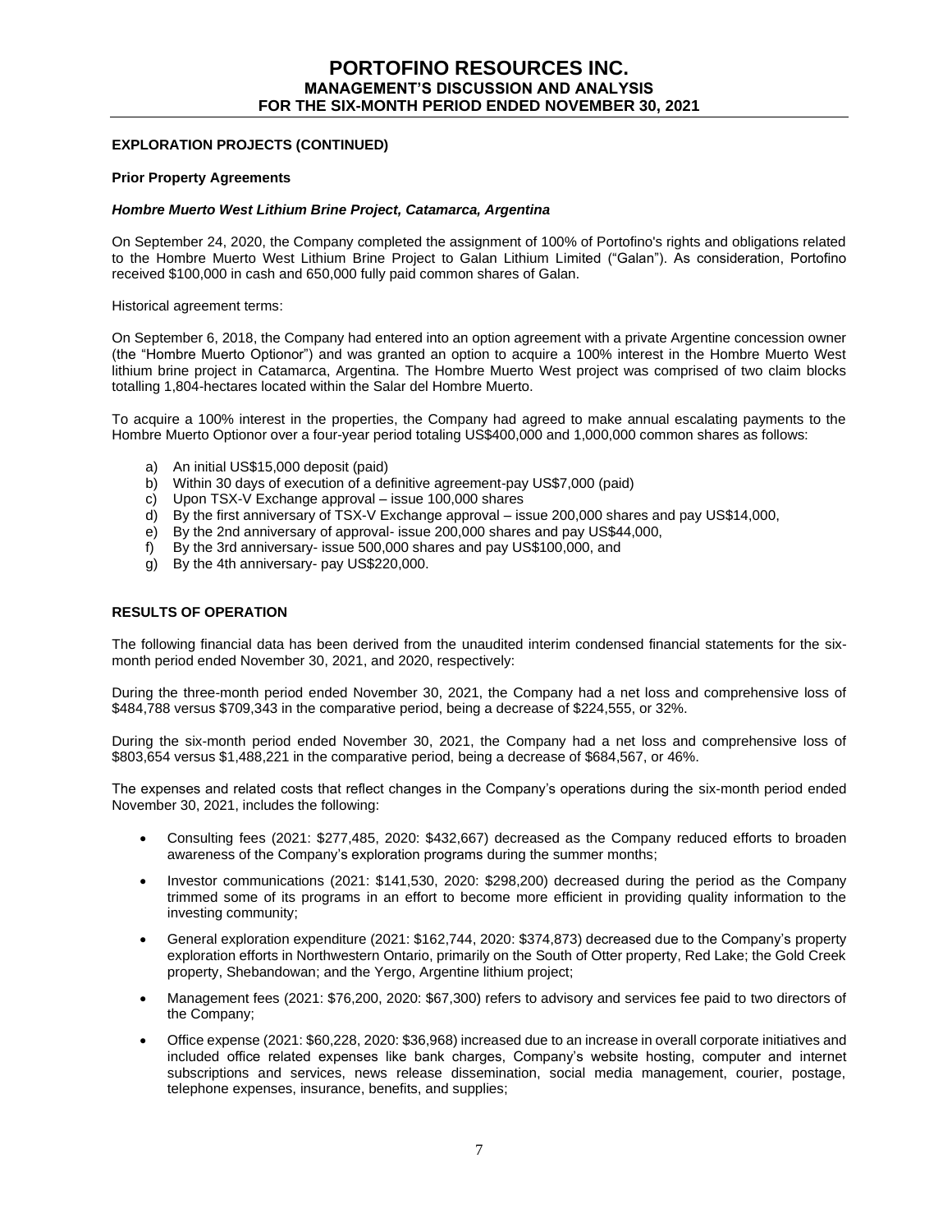## EXPLORATION PROJECTS (CONTINUED)

### Prior Property Agreements

#### *Hombre Muerto West Lithium Brine Project, Catamarca, Argentina*

On September 24, 2020, the Company completed the assignment of 100% of Portofino's rights and obligations related to the Hombre Muerto West Lithium Brine Project to Galan Lithium Limited ("Galan"). As consideration, Portofino received $100,000 in cash and 650,000 fully paid common shares of Galan.

Historical agreement terms:

On September 6, 2018, the Company had entered into an option agreement with a private Argentine concession owner (the "Hombre Muerto Optionor") and was granted an option to acquire a 100% interest in the Hombre Muerto West lithium brine project in Catamarca, Argentina. The Hombre Muerto West project was comprised of two claim blocks totalling 1,804-hectares located within the Salar del Hombre Muerto.

To acquire a 100% interest in the properties, the Company had agreed to make annual escalating payments to the Hombre Muerto Optionor over a four-year period totaling US$400,000 and 1,000,000 common shares as follows:

a) An initial US$15,000 deposit (paid)
b) Within 30 days of execution of a definitive agreement-pay US$7,000 (paid)
c) Upon TSX-V Exchange approval – issue 100,000 shares
d) By the first anniversary of TSX-V Exchange approval – issue 200,000 shares and pay US$14,000,
e) By the 2nd anniversary of approval- issue 200,000 shares and pay US$44,000,
f) By the 3rd anniversary- issue 500,000 shares and pay US$100,000, and
g) By the 4th anniversary- pay US$220,000.

## RESULTS OF OPERATION

The following financial data has been derived from the unaudited interim condensed financial statements for the six-month period ended November 30, 2021, and 2020, respectively:

During the three-month period ended November 30, 2021, the Company had a net loss and comprehensive loss of $484,788 versus $709,343 in the comparative period, being a decrease of $224,555, or 32%.

During the six-month period ended November 30, 2021, the Company had a net loss and comprehensive loss of $803,654 versus $1,488,221 in the comparative period, being a decrease of $684,567, or 46%.

The expenses and related costs that reflect changes in the Company's operations during the six-month period ended November 30, 2021, includes the following:

- Consulting fees (2021: $277,485, 2020: $432,667) decreased as the Company reduced efforts to broaden awareness of the Company's exploration programs during the summer months;
- Investor communications (2021: $141,530, 2020: $298,200) decreased during the period as the Company trimmed some of its programs in an effort to become more efficient in providing quality information to the investing community;
- General exploration expenditure (2021: $162,744, 2020: $374,873) decreased due to the Company's property exploration efforts in Northwestern Ontario, primarily on the South of Otter property, Red Lake; the Gold Creek property, Shebandowan; and the Yergo, Argentine lithium project;
- Management fees (2021: $76,200, 2020: $67,300) refers to advisory and services fee paid to two directors of the Company;
- Office expense (2021: $60,228, 2020: $36,968) increased due to an increase in overall corporate initiatives and included office related expenses like bank charges, Company's website hosting, computer and internet subscriptions and services, news release dissemination, social media management, courier, postage, telephone expenses, insurance, benefits, and supplies;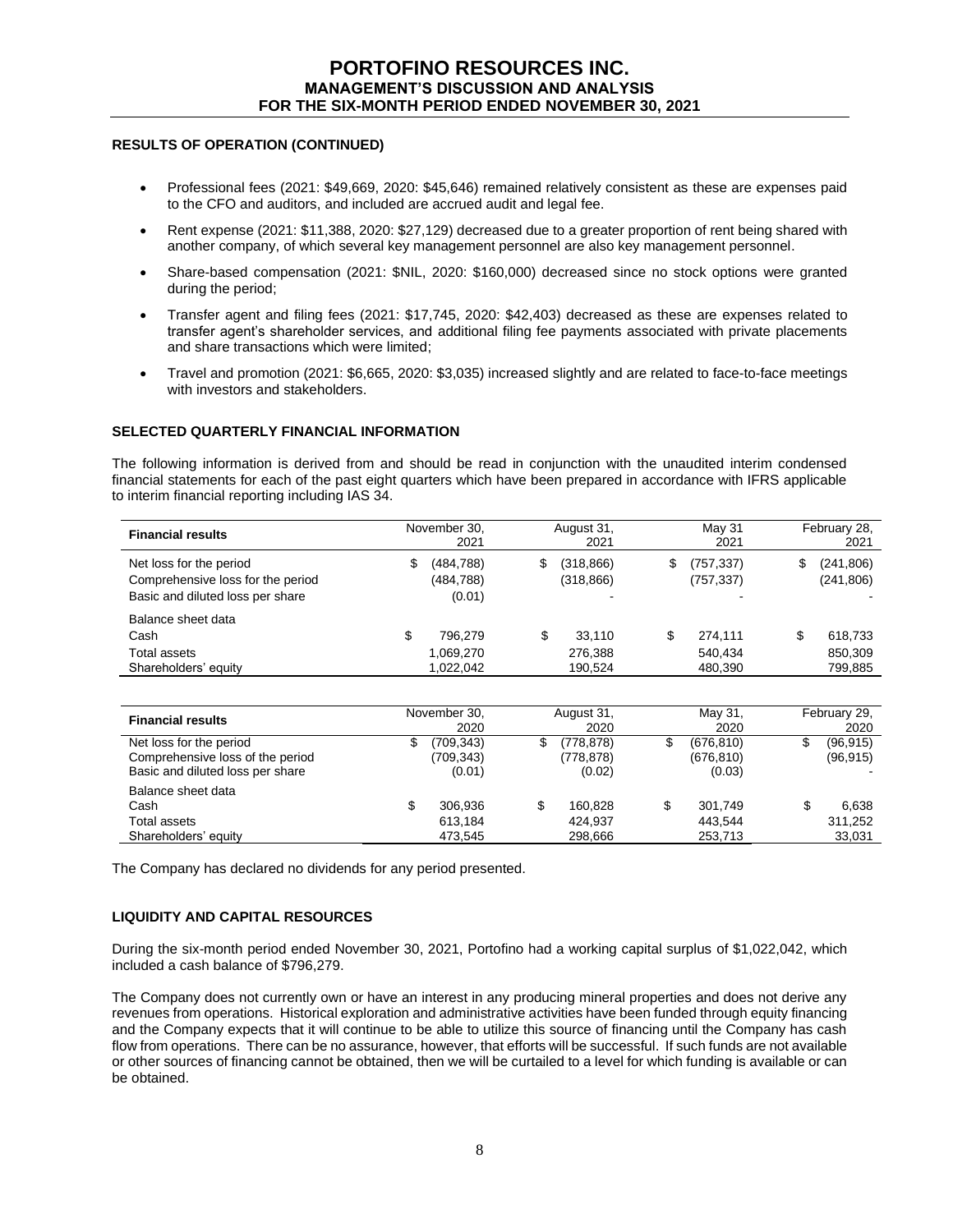## RESULTS OF OPERATION (CONTINUED)

- Professional fees (2021: \$49,669, 2020: \$45,646) remained relatively consistent as these are expenses paid to the CFO and auditors, and included are accrued audit and legal fee.
- Rent expense (2021: \$11,388, 2020: \$27,129) decreased due to a greater proportion of rent being shared with another company, of which several key management personnel are also key management personnel.
- Share-based compensation (2021: \$NIL, 2020: \$160,000) decreased since no stock options were granted during the period;
- Transfer agent and filing fees (2021: \$17,745, 2020: \$42,403) decreased as these are expenses related to transfer agent's shareholder services, and additional filing fee payments associated with private placements and share transactions which were limited;
- Travel and promotion (2021: \$6,665, 2020: \$3,035) increased slightly and are related to face-to-face meetings with investors and stakeholders.

## SELECTED QUARTERLY FINANCIAL INFORMATION

The following information is derived from and should be read in conjunction with the unaudited interim condensed financial statements for each of the past eight quarters which have been prepared in accordance with IFRS applicable to interim financial reporting including IAS 34.

| Financial results | November 30, 2021 | August 31, 2021 | May 31 2021 | February 28, 2021 |
|---|---|---|---|---|
| Net loss for the period | \$ (484,788) | \$ (318,866) | \$ (757,337) | \$ (241,806) |
| Comprehensive loss for the period | (484,788) | (318,866) | (757,337) | (241,806) |
| Basic and diluted loss per share | (0.01) | - | - | - |
| Balance sheet data | | | | |
| Cash | \$ 796,279 | \$ 33,110 | \$ 274,111 | \$ 618,733 |
| Total assets | 1,069,270 | 276,388 | 540,434 | 850,309 |
| Shareholders' equity | 1,022,042 | 190,524 | 480,390 | 799,885 |

| Financial results | November 30, 2020 | August 31, 2020 | May 31, 2020 | February 29, 2020 |
|---|---|---|---|---|
| Net loss for the period | \$ (709,343) | \$ (778,878) | \$ (676,810) | \$ (96,915) |
| Comprehensive loss of the period | (709,343) | (778,878) | (676,810) | (96,915) |
| Basic and diluted loss per share | (0.01) | (0.02) | (0.03) | - |
| Balance sheet data | | | | |
| Cash | \$ 306,936 | \$ 160,828 | \$ 301,749 | \$ 6,638 |
| Total assets | 613,184 | 424,937 | 443,544 | 311,252 |
| Shareholders' equity | 473,545 | 298,666 | 253,713 | 33,031 |

The Company has declared no dividends for any period presented.

## LIQUIDITY AND CAPITAL RESOURCES

During the six-month period ended November 30, 2021, Portofino had a working capital surplus of \$1,022,042, which included a cash balance of \$796,279.

The Company does not currently own or have an interest in any producing mineral properties and does not derive any revenues from operations. Historical exploration and administrative activities have been funded through equity financing and the Company expects that it will continue to be able to utilize this source of financing until the Company has cash flow from operations. There can be no assurance, however, that efforts will be successful. If such funds are not available or other sources of financing cannot be obtained, then we will be curtailed to a level for which funding is available or can be obtained.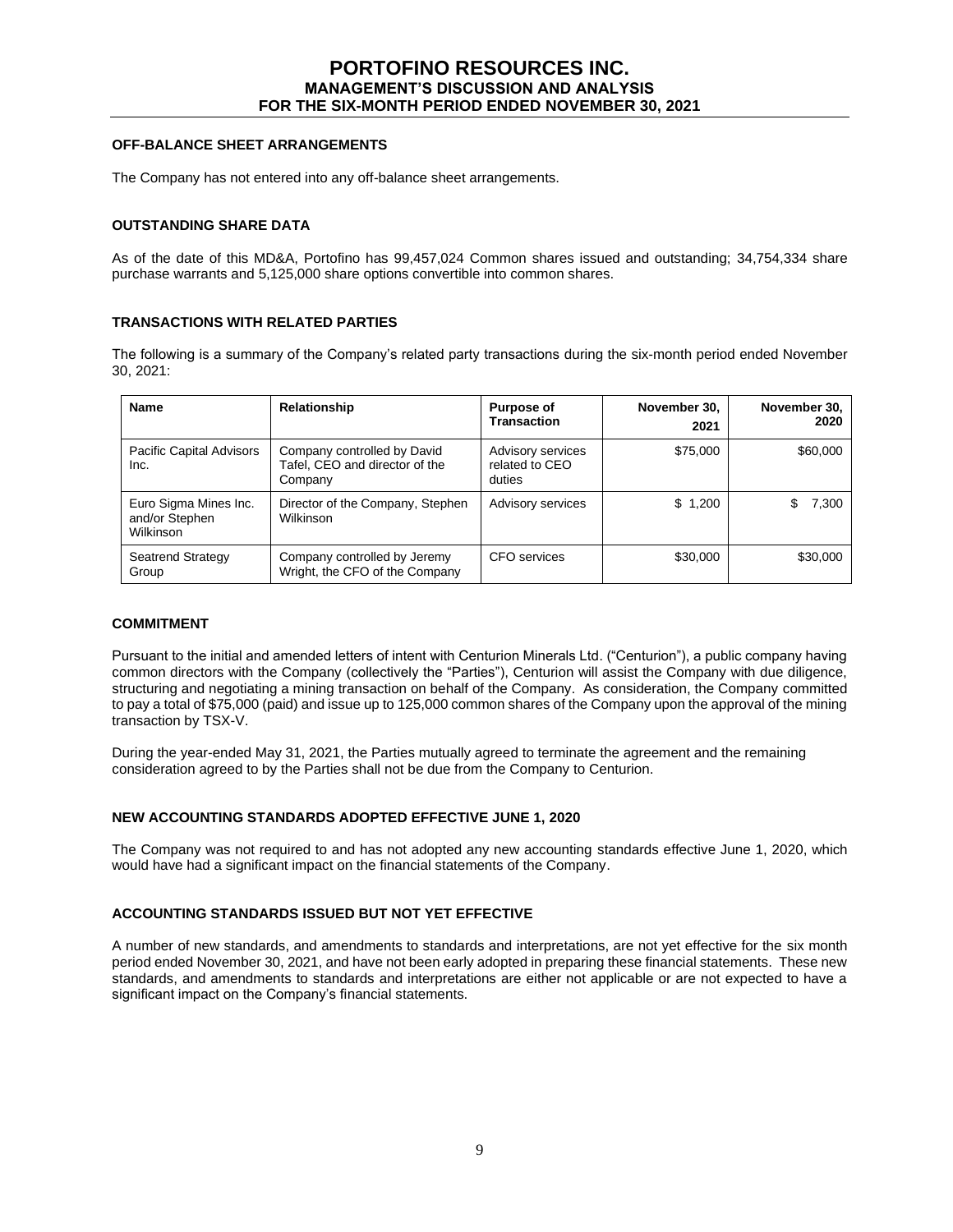## OFF-BALANCE SHEET ARRANGEMENTS

The Company has not entered into any off-balance sheet arrangements.

## OUTSTANDING SHARE DATA

As of the date of this MD&A, Portofino has 99,457,024 Common shares issued and outstanding; 34,754,334 share purchase warrants and 5,125,000 share options convertible into common shares.

## TRANSACTIONS WITH RELATED PARTIES

The following is a summary of the Company's related party transactions during the six-month period ended November 30, 2021:

| Name | Relationship | Purpose of Transaction | November 30, 2021 | November 30, 2020 |
|---|---|---|---|---|
| Pacific Capital Advisors Inc. | Company controlled by David Tafel, CEO and director of the Company | Advisory services related to CEO duties | $75,000 | $60,000 |
| Euro Sigma Mines Inc. and/or Stephen Wilkinson | Director of the Company, Stephen Wilkinson | Advisory services | $ 1,200 | $ 7,300 |
| Seatrend Strategy Group | Company controlled by Jeremy Wright, the CFO of the Company | CFO services | $30,000 | $30,000 |

## COMMITMENT

Pursuant to the initial and amended letters of intent with Centurion Minerals Ltd. ("Centurion"), a public company having common directors with the Company (collectively the "Parties"), Centurion will assist the Company with due diligence, structuring and negotiating a mining transaction on behalf of the Company. As consideration, the Company committed to pay a total of $75,000 (paid) and issue up to 125,000 common shares of the Company upon the approval of the mining transaction by TSX-V.

During the year-ended May 31, 2021, the Parties mutually agreed to terminate the agreement and the remaining consideration agreed to by the Parties shall not be due from the Company to Centurion.

## NEW ACCOUNTING STANDARDS ADOPTED EFFECTIVE JUNE 1, 2020

The Company was not required to and has not adopted any new accounting standards effective June 1, 2020, which would have had a significant impact on the financial statements of the Company.

## ACCOUNTING STANDARDS ISSUED BUT NOT YET EFFECTIVE

A number of new standards, and amendments to standards and interpretations, are not yet effective for the six month period ended November 30, 2021, and have not been early adopted in preparing these financial statements. These new standards, and amendments to standards and interpretations are either not applicable or are not expected to have a significant impact on the Company's financial statements.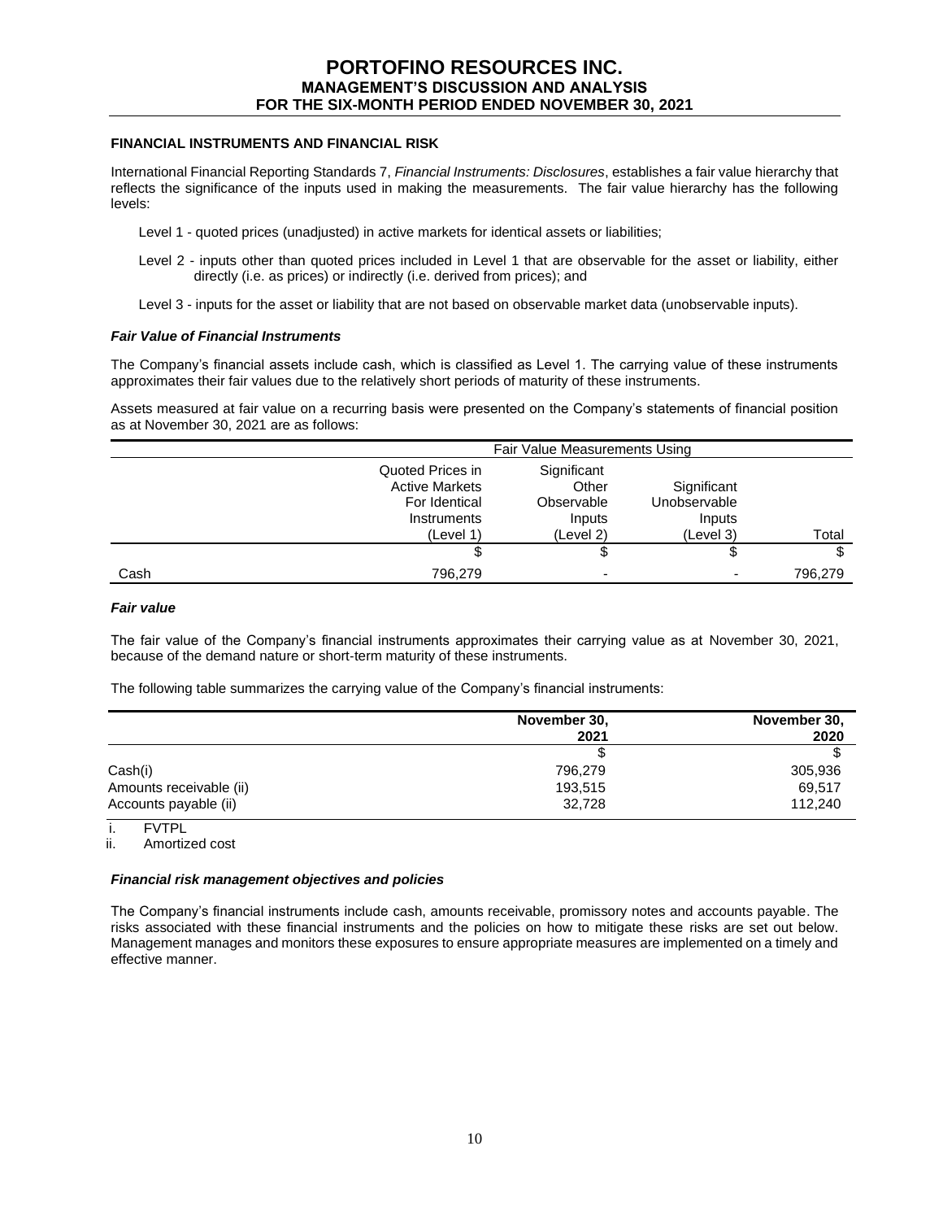## FINANCIAL INSTRUMENTS AND FINANCIAL RISK

International Financial Reporting Standards 7, *Financial Instruments: Disclosures*, establishes a fair value hierarchy that reflects the significance of the inputs used in making the measurements. The fair value hierarchy has the following levels:

Level 1 - quoted prices (unadjusted) in active markets for identical assets or liabilities;

Level 2 - inputs other than quoted prices included in Level 1 that are observable for the asset or liability, either directly (i.e. as prices) or indirectly (i.e. derived from prices); and

Level 3 - inputs for the asset or liability that are not based on observable market data (unobservable inputs).

### *Fair Value of Financial Instruments*

The Company's financial assets include cash, which is classified as Level 1. The carrying value of these instruments approximates their fair values due to the relatively short periods of maturity of these instruments.

Assets measured at fair value on a recurring basis were presented on the Company's statements of financial position as at November 30, 2021 are as follows:

| | Fair Value Measurements Using | | | |
|---|---|---|---|---|
| | Quoted Prices in Active Markets For Identical Instruments (Level 1) | Significant Other Observable Inputs (Level 2) | Significant Unobservable Inputs (Level 3) | Total |
| | $ | $ | $ | $ |
| Cash | 796,279 | - | - | 796,279 |

### *Fair value*

The fair value of the Company's financial instruments approximates their carrying value as at November 30, 2021, because of the demand nature or short-term maturity of these instruments.

The following table summarizes the carrying value of the Company's financial instruments:

| | November 30, 2021 | November 30, 2020 |
|---|---|---|
| | $ | $ |
| Cash(i) | 796,279 | 305,936 |
| Amounts receivable (ii) | 193,515 | 69,517 |
| Accounts payable (ii) | 32,728 | 112,240 |

i. FVTPL
ii. Amortized cost

### *Financial risk management objectives and policies*

The Company's financial instruments include cash, amounts receivable, promissory notes and accounts payable. The risks associated with these financial instruments and the policies on how to mitigate these risks are set out below. Management manages and monitors these exposures to ensure appropriate measures are implemented on a timely and effective manner.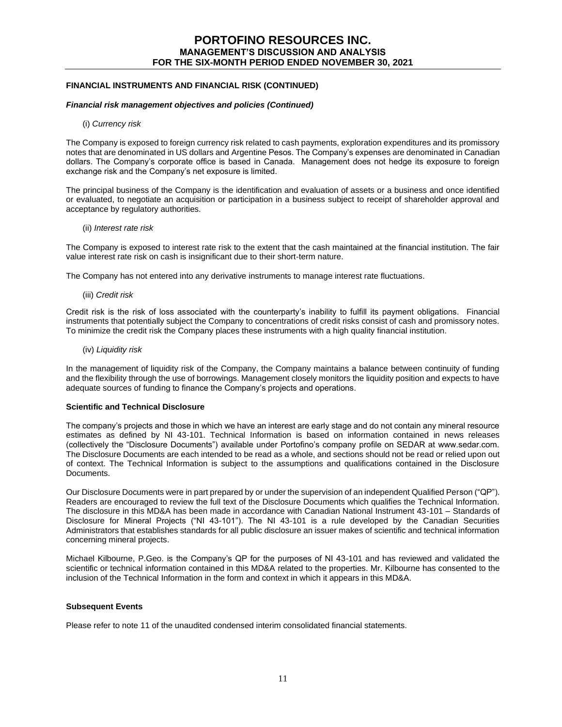**FINANCIAL INSTRUMENTS AND FINANCIAL RISK (CONTINUED)**

***Financial risk management objectives and policies (Continued)***

(i) *Currency risk*

The Company is exposed to foreign currency risk related to cash payments, exploration expenditures and its promissory notes that are denominated in US dollars and Argentine Pesos. The Company's expenses are denominated in Canadian dollars. The Company's corporate office is based in Canada. Management does not hedge its exposure to foreign exchange risk and the Company's net exposure is limited.

The principal business of the Company is the identification and evaluation of assets or a business and once identified or evaluated, to negotiate an acquisition or participation in a business subject to receipt of shareholder approval and acceptance by regulatory authorities.

(ii) *Interest rate risk*

The Company is exposed to interest rate risk to the extent that the cash maintained at the financial institution. The fair value interest rate risk on cash is insignificant due to their short-term nature.

The Company has not entered into any derivative instruments to manage interest rate fluctuations.

(iii) *Credit risk*

Credit risk is the risk of loss associated with the counterparty's inability to fulfill its payment obligations. Financial instruments that potentially subject the Company to concentrations of credit risks consist of cash and promissory notes. To minimize the credit risk the Company places these instruments with a high quality financial institution.

(iv) *Liquidity risk*

In the management of liquidity risk of the Company, the Company maintains a balance between continuity of funding and the flexibility through the use of borrowings. Management closely monitors the liquidity position and expects to have adequate sources of funding to finance the Company's projects and operations.

**Scientific and Technical Disclosure**

The company's projects and those in which we have an interest are early stage and do not contain any mineral resource estimates as defined by NI 43-101. Technical Information is based on information contained in news releases (collectively the "Disclosure Documents") available under Portofino's company profile on SEDAR at www.sedar.com. The Disclosure Documents are each intended to be read as a whole, and sections should not be read or relied upon out of context. The Technical Information is subject to the assumptions and qualifications contained in the Disclosure Documents.

Our Disclosure Documents were in part prepared by or under the supervision of an independent Qualified Person ("QP"). Readers are encouraged to review the full text of the Disclosure Documents which qualifies the Technical Information. The disclosure in this MD&A has been made in accordance with Canadian National Instrument 43-101 – Standards of Disclosure for Mineral Projects ("NI 43-101"). The NI 43-101 is a rule developed by the Canadian Securities Administrators that establishes standards for all public disclosure an issuer makes of scientific and technical information concerning mineral projects.

Michael Kilbourne, P.Geo. is the Company's QP for the purposes of NI 43-101 and has reviewed and validated the scientific or technical information contained in this MD&A related to the properties. Mr. Kilbourne has consented to the inclusion of the Technical Information in the form and context in which it appears in this MD&A.

**Subsequent Events**

Please refer to note 11 of the unaudited condensed interim consolidated financial statements.